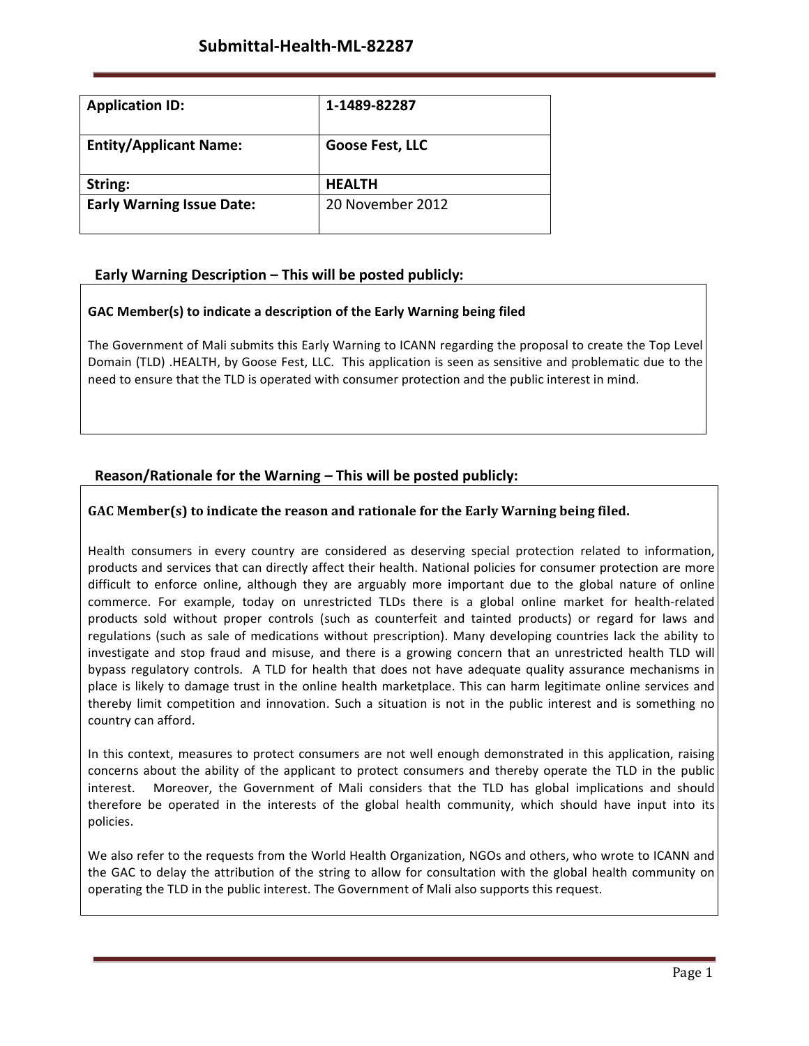# Submittal-Health-ML-82287

| Application ID: | 1-1489-82287 |
|---|---|
| **Entity/Applicant Name:** | **Goose Fest, LLC** |
| **String:** | **HEALTH** |
| **Early Warning Issue Date:** | 20 November 2012 |

## Early Warning Description – This will be posted publicly:

**GAC Member(s) to indicate a description of the Early Warning being filed**

The Government of Mali submits this Early Warning to ICANN regarding the proposal to create the Top Level Domain (TLD) .HEALTH, by Goose Fest, LLC. This application is seen as sensitive and problematic due to the need to ensure that the TLD is operated with consumer protection and the public interest in mind.

## Reason/Rationale for the Warning – This will be posted publicly:

**GAC Member(s) to indicate the reason and rationale for the Early Warning being filed.**

Health consumers in every country are considered as deserving special protection related to information, products and services that can directly affect their health. National policies for consumer protection are more difficult to enforce online, although they are arguably more important due to the global nature of online commerce. For example, today on unrestricted TLDs there is a global online market for health-related products sold without proper controls (such as counterfeit and tainted products) or regard for laws and regulations (such as sale of medications without prescription). Many developing countries lack the ability to investigate and stop fraud and misuse, and there is a growing concern that an unrestricted health TLD will bypass regulatory controls. A TLD for health that does not have adequate quality assurance mechanisms in place is likely to damage trust in the online health marketplace. This can harm legitimate online services and thereby limit competition and innovation. Such a situation is not in the public interest and is something no country can afford.

In this context, measures to protect consumers are not well enough demonstrated in this application, raising concerns about the ability of the applicant to protect consumers and thereby operate the TLD in the public interest. Moreover, the Government of Mali considers that the TLD has global implications and should therefore be operated in the interests of the global health community, which should have input into its policies.

We also refer to the requests from the World Health Organization, NGOs and others, who wrote to ICANN and the GAC to delay the attribution of the string to allow for consultation with the global health community on operating the TLD in the public interest. The Government of Mali also supports this request.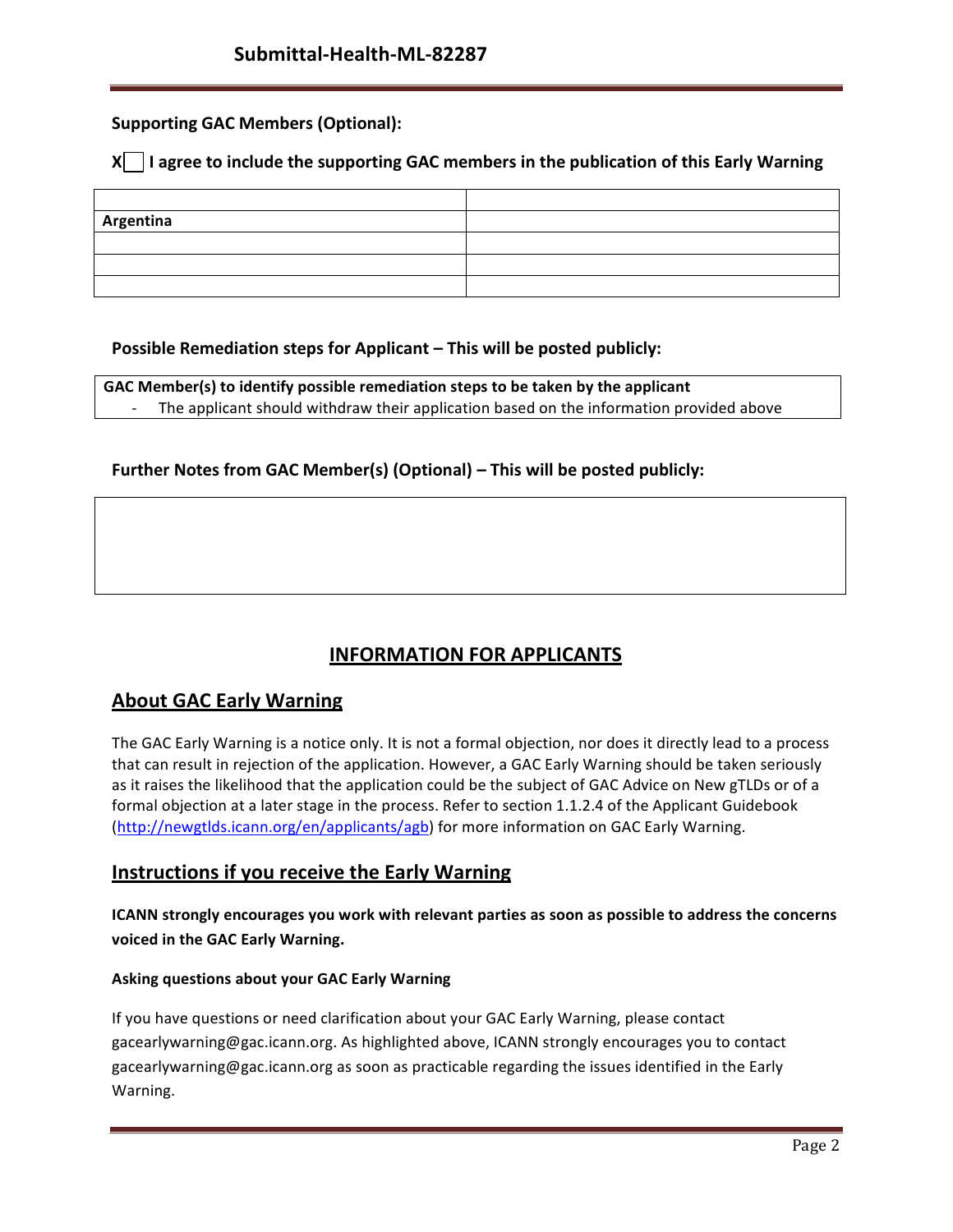**Supporting GAC Members (Optional):**

**X☐ I agree to include the supporting GAC members in the publication of this Early Warning**

| | |
|---|---|
| **Argentina** | |
| | |
| | |
| | |

**Possible Remediation steps for Applicant – This will be posted publicly:**

| **GAC Member(s) to identify possible remediation steps to be taken by the applicant** |
|---|
| - The applicant should withdraw their application based on the information provided above |

**Further Notes from GAC Member(s) (Optional) – This will be posted publicly:**

| |
|---|
| |

## INFORMATION FOR APPLICANTS

## About GAC Early Warning

The GAC Early Warning is a notice only. It is not a formal objection, nor does it directly lead to a process that can result in rejection of the application. However, a GAC Early Warning should be taken seriously as it raises the likelihood that the application could be the subject of GAC Advice on New gTLDs or of a formal objection at a later stage in the process. Refer to section 1.1.2.4 of the Applicant Guidebook (http://newgtlds.icann.org/en/applicants/agb) for more information on GAC Early Warning.

## Instructions if you receive the Early Warning

**ICANN strongly encourages you work with relevant parties as soon as possible to address the concerns voiced in the GAC Early Warning.**

**Asking questions about your GAC Early Warning**

If you have questions or need clarification about your GAC Early Warning, please contact gacearlywarning@gac.icann.org. As highlighted above, ICANN strongly encourages you to contact gacearlywarning@gac.icann.org as soon as practicable regarding the issues identified in the Early Warning.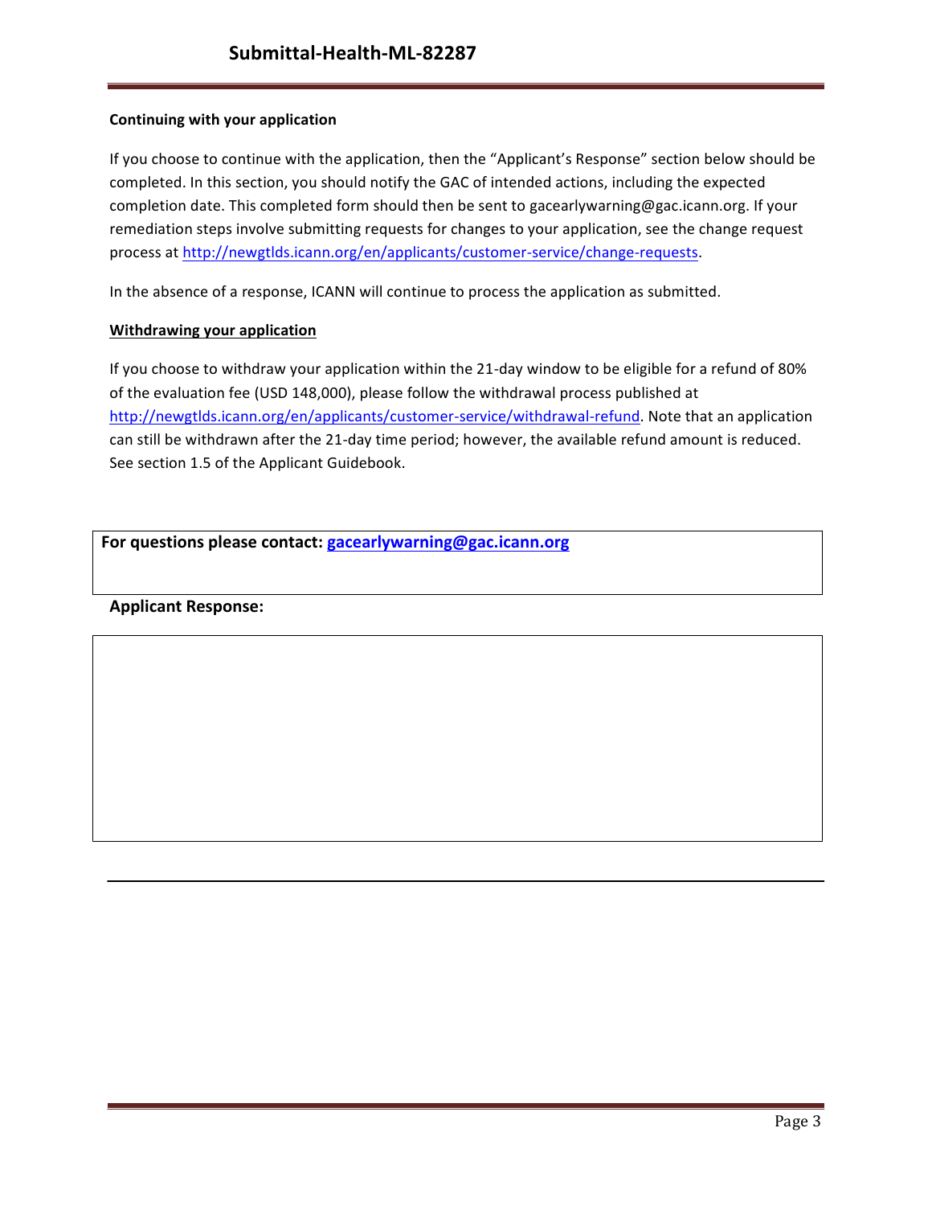**Continuing with your application**

If you choose to continue with the application, then the "Applicant's Response" section below should be completed. In this section, you should notify the GAC of intended actions, including the expected completion date. This completed form should then be sent to gacearlywarning@gac.icann.org. If your remediation steps involve submitting requests for changes to your application, see the change request process at http://newgtlds.icann.org/en/applicants/customer-service/change-requests.

In the absence of a response, ICANN will continue to process the application as submitted.

**Withdrawing your application**

If you choose to withdraw your application within the 21-day window to be eligible for a refund of 80% of the evaluation fee (USD 148,000), please follow the withdrawal process published at http://newgtlds.icann.org/en/applicants/customer-service/withdrawal-refund. Note that an application can still be withdrawn after the 21-day time period; however, the available refund amount is reduced. See section 1.5 of the Applicant Guidebook.

**For questions please contact: gacearlywarning@gac.icann.org**

**Applicant Response:**